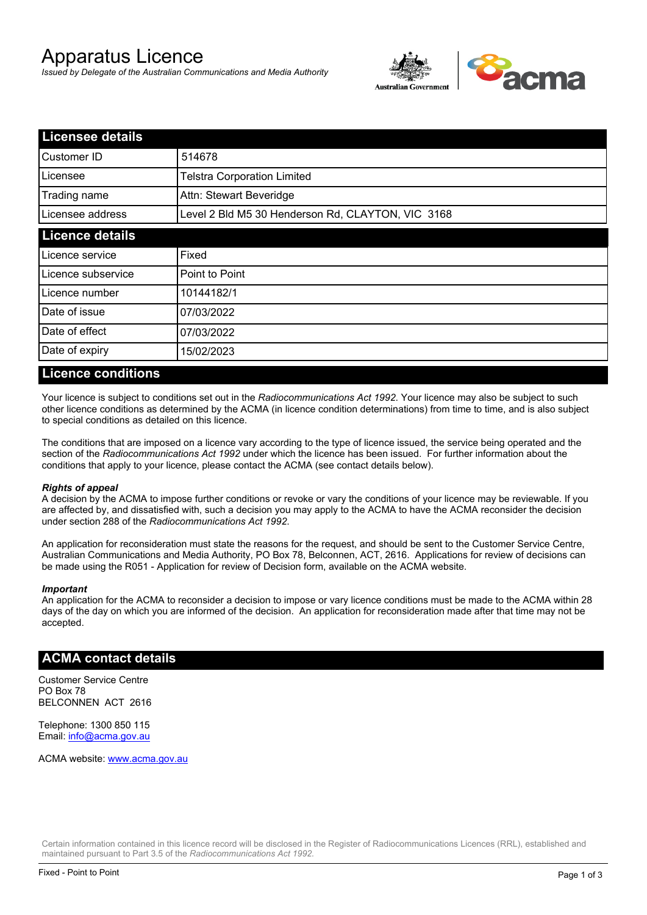# Apparatus Licence

*Issued by Delegate of the Australian Communications and Media Authority*

## Licensee details

| | |
|---|---|
| Customer ID | 514678 |
| Licensee | Telstra Corporation Limited |
| Trading name | Attn: Stewart Beveridge |
| Licensee address | Level 2 Bld M5 30 Henderson Rd, CLAYTON, VIC 3168 |

## Licence details

| | |
|---|---|
| Licence service | Fixed |
| Licence subservice | Point to Point |
| Licence number | 10144182/1 |
| Date of issue | 07/03/2022 |
| Date of effect | 07/03/2022 |
| Date of expiry | 15/02/2023 |

## Licence conditions

Your licence is subject to conditions set out in the *Radiocommunications Act 1992*. Your licence may also be subject to such other licence conditions as determined by the ACMA (in licence condition determinations) from time to time, and is also subject to special conditions as detailed on this licence.

The conditions that are imposed on a licence vary according to the type of licence issued, the service being operated and the section of the *Radiocommunications Act 1992* under which the licence has been issued. For further information about the conditions that apply to your licence, please contact the ACMA (see contact details below).

***Rights of appeal***

A decision by the ACMA to impose further conditions or revoke or vary the conditions of your licence may be reviewable. If you are affected by, and dissatisfied with, such a decision you may apply to the ACMA to have the ACMA reconsider the decision under section 288 of the *Radiocommunications Act 1992*.

An application for reconsideration must state the reasons for the request, and should be sent to the Customer Service Centre, Australian Communications and Media Authority, PO Box 78, Belconnen, ACT, 2616. Applications for review of decisions can be made using the R051 - Application for review of Decision form, available on the ACMA website.

***Important***

An application for the ACMA to reconsider a decision to impose or vary licence conditions must be made to the ACMA within 28 days of the day on which you are informed of the decision. An application for reconsideration made after that time may not be accepted.

## ACMA contact details

Customer Service Centre
PO Box 78
BELCONNEN ACT 2616

Telephone: 1300 850 115
Email: info@acma.gov.au

ACMA website: www.acma.gov.au

Certain information contained in this licence record will be disclosed in the Register of Radiocommunications Licences (RRL), established and maintained pursuant to Part 3.5 of the *Radiocommunications Act 1992.*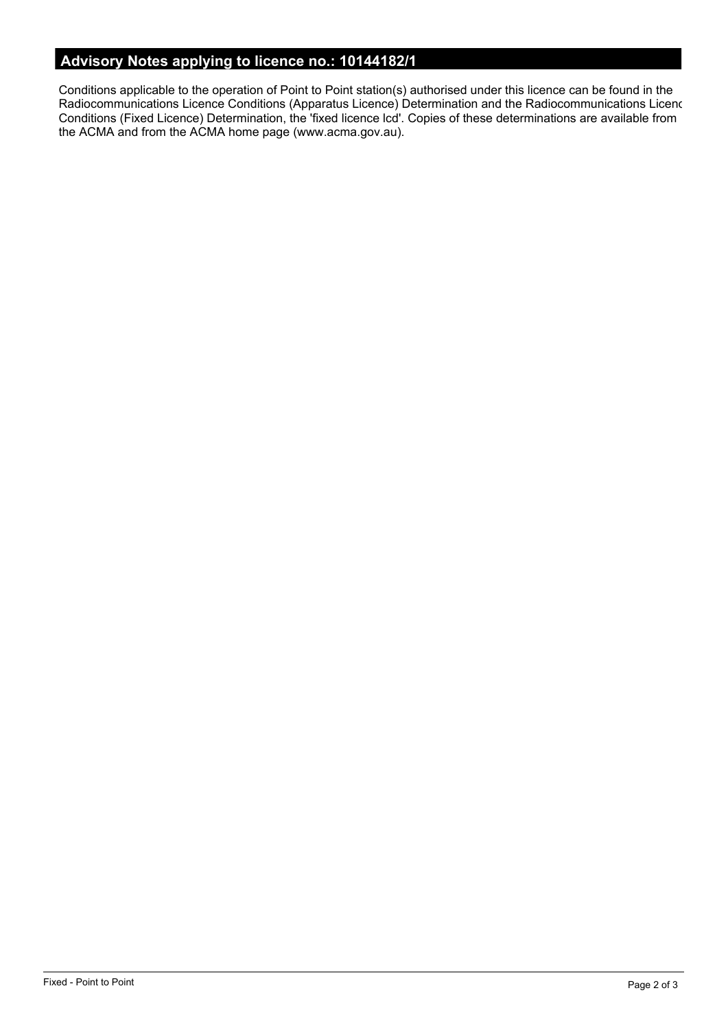## Advisory Notes applying to licence no.: 10144182/1

Conditions applicable to the operation of Point to Point station(s) authorised under this licence can be found in the Radiocommunications Licence Conditions (Apparatus Licence) Determination and the Radiocommunications Licenc Conditions (Fixed Licence) Determination, the 'fixed licence lcd'. Copies of these determinations are available from the ACMA and from the ACMA home page (www.acma.gov.au).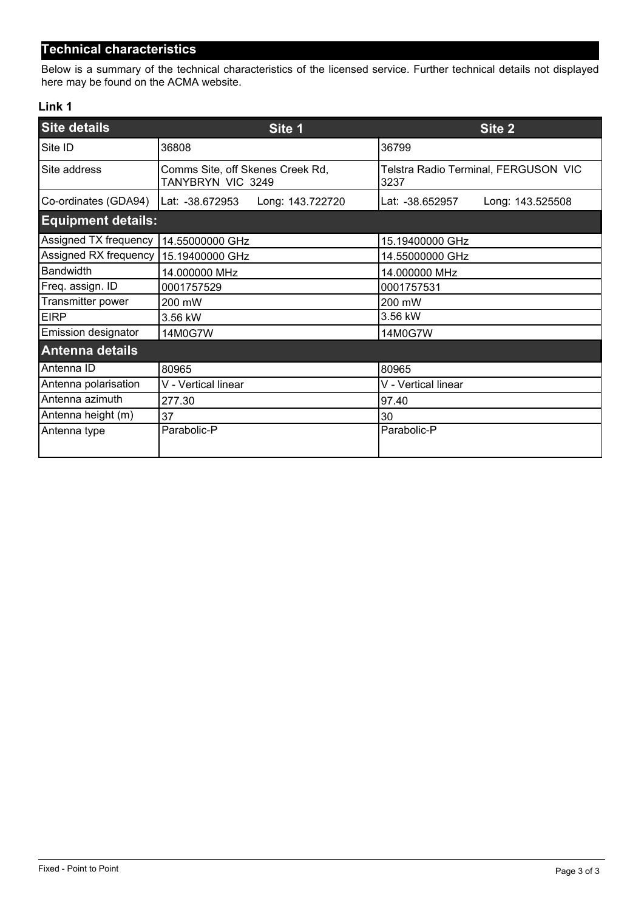## Technical characteristics

Below is a summary of the technical characteristics of the licensed service. Further technical details not displayed here may be found on the ACMA website.

**Link 1**

| Site details | Site 1 | Site 2 |
|---|---|---|
| Site ID | 36808 | 36799 |
| Site address | Comms Site, off Skenes Creek Rd, TANYBRYN VIC 3249 | Telstra Radio Terminal, FERGUSON VIC 3237 |
| Co-ordinates (GDA94) | Lat: -38.672953 Long: 143.722720 | Lat: -38.652957 Long: 143.525508 |
| **Equipment details:** | | |
| Assigned TX frequency | 14.55000000 GHz | 15.19400000 GHz |
| Assigned RX frequency | 15.19400000 GHz | 14.55000000 GHz |
| Bandwidth | 14.000000 MHz | 14.000000 MHz |
| Freq. assign. ID | 0001757529 | 0001757531 |
| Transmitter power | 200 mW | 200 mW |
| EIRP | 3.56 kW | 3.56 kW |
| Emission designator | 14M0G7W | 14M0G7W |
| **Antenna details** | | |
| Antenna ID | 80965 | 80965 |
| Antenna polarisation | V - Vertical linear | V - Vertical linear |
| Antenna azimuth | 277.30 | 97.40 |
| Antenna height (m) | 37 | 30 |
| Antenna type | Parabolic-P | Parabolic-P |

Fixed - Point to Point